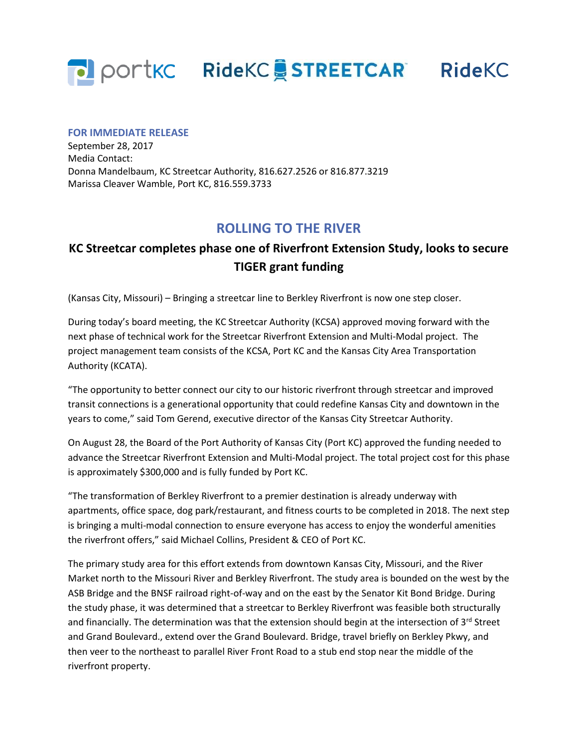portKC RideKC STREETCAR RideKC

**FOR IMMEDIATE RELEASE**
September 28, 2017
Media Contact:
Donna Mandelbaum, KC Streetcar Authority, 816.627.2526 or 816.877.3219
Marissa Cleaver Wamble, Port KC, 816.559.3733

# ROLLING TO THE RIVER

## KC Streetcar completes phase one of Riverfront Extension Study, looks to secure TIGER grant funding

(Kansas City, Missouri) – Bringing a streetcar line to Berkley Riverfront is now one step closer.

During today's board meeting, the KC Streetcar Authority (KCSA) approved moving forward with the next phase of technical work for the Streetcar Riverfront Extension and Multi-Modal project. The project management team consists of the KCSA, Port KC and the Kansas City Area Transportation Authority (KCATA).

"The opportunity to better connect our city to our historic riverfront through streetcar and improved transit connections is a generational opportunity that could redefine Kansas City and downtown in the years to come," said Tom Gerend, executive director of the Kansas City Streetcar Authority.

On August 28, the Board of the Port Authority of Kansas City (Port KC) approved the funding needed to advance the Streetcar Riverfront Extension and Multi-Modal project. The total project cost for this phase is approximately $300,000 and is fully funded by Port KC.

"The transformation of Berkley Riverfront to a premier destination is already underway with apartments, office space, dog park/restaurant, and fitness courts to be completed in 2018. The next step is bringing a multi-modal connection to ensure everyone has access to enjoy the wonderful amenities the riverfront offers," said Michael Collins, President & CEO of Port KC.

The primary study area for this effort extends from downtown Kansas City, Missouri, and the River Market north to the Missouri River and Berkley Riverfront. The study area is bounded on the west by the ASB Bridge and the BNSF railroad right-of-way and on the east by the Senator Kit Bond Bridge. During the study phase, it was determined that a streetcar to Berkley Riverfront was feasible both structurally and financially. The determination was that the extension should begin at the intersection of 3rd Street and Grand Boulevard., extend over the Grand Boulevard. Bridge, travel briefly on Berkley Pkwy, and then veer to the northeast to parallel River Front Road to a stub end stop near the middle of the riverfront property.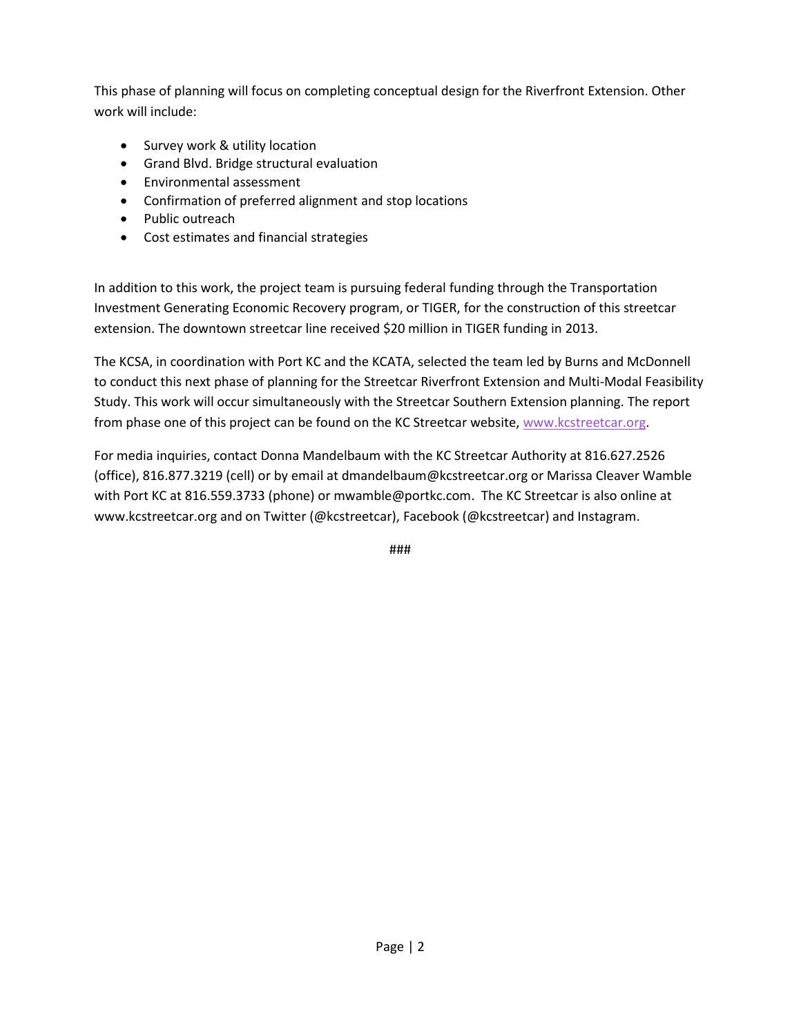This phase of planning will focus on completing conceptual design for the Riverfront Extension. Other work will include:

- Survey work & utility location
- Grand Blvd. Bridge structural evaluation
- Environmental assessment
- Confirmation of preferred alignment and stop locations
- Public outreach
- Cost estimates and financial strategies

In addition to this work, the project team is pursuing federal funding through the Transportation Investment Generating Economic Recovery program, or TIGER, for the construction of this streetcar extension. The downtown streetcar line received $20 million in TIGER funding in 2013.

The KCSA, in coordination with Port KC and the KCATA, selected the team led by Burns and McDonnell to conduct this next phase of planning for the Streetcar Riverfront Extension and Multi-Modal Feasibility Study. This work will occur simultaneously with the Streetcar Southern Extension planning. The report from phase one of this project can be found on the KC Streetcar website, [www.kcstreetcar.org](www.kcstreetcar.org).

For media inquiries, contact Donna Mandelbaum with the KC Streetcar Authority at 816.627.2526 (office), 816.877.3219 (cell) or by email at dmandelbaum@kcstreetcar.org or Marissa Cleaver Wamble with Port KC at 816.559.3733 (phone) or mwamble@portkc.com. The KC Streetcar is also online at www.kcstreetcar.org and on Twitter (@kcstreetcar), Facebook (@kcstreetcar) and Instagram.

###